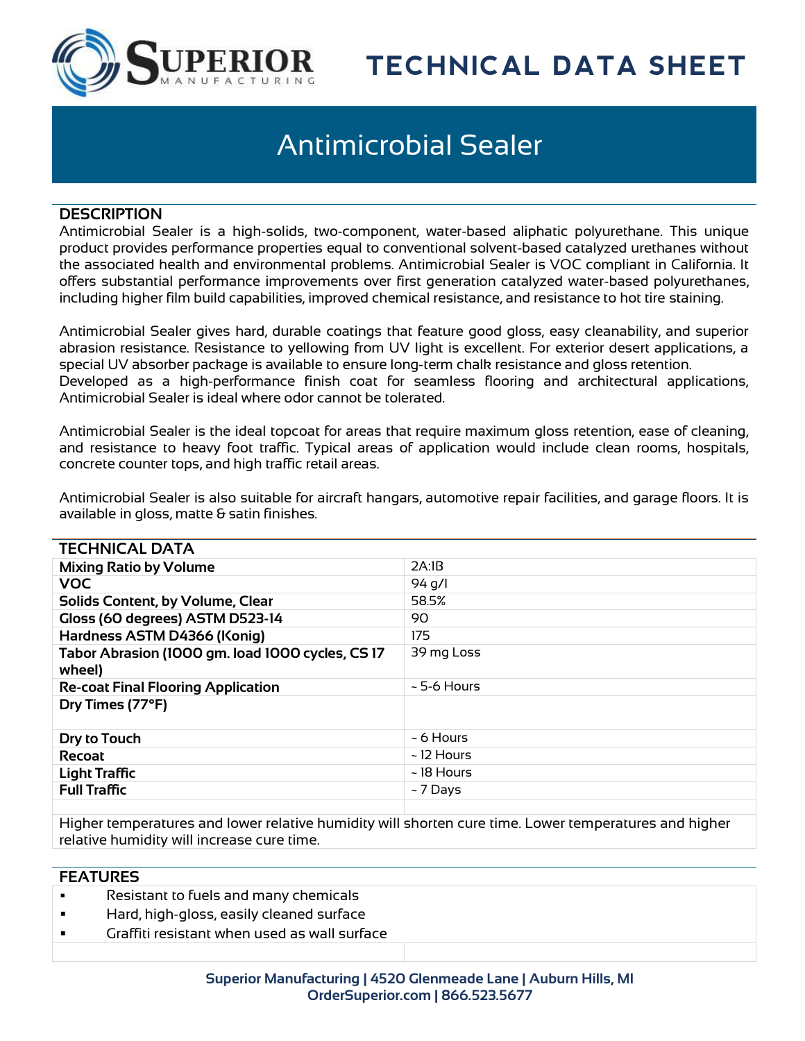# TECHNICAL DATA SHEET

# Antimicrobial Sealer

## DESCRIPTION

Antimicrobial Sealer is a high-solids, two-component, water-based aliphatic polyurethane. This unique product provides performance properties equal to conventional solvent-based catalyzed urethanes without the associated health and environmental problems. Antimicrobial Sealer is VOC compliant in California. It offers substantial performance improvements over first generation catalyzed water-based polyurethanes, including higher film build capabilities, improved chemical resistance, and resistance to hot tire staining.

Antimicrobial Sealer gives hard, durable coatings that feature good gloss, easy cleanability, and superior abrasion resistance. Resistance to yellowing from UV light is excellent. For exterior desert applications, a special UV absorber package is available to ensure long-term chalk resistance and gloss retention.
Developed as a high-performance finish coat for seamless flooring and architectural applications, Antimicrobial Sealer is ideal where odor cannot be tolerated.

Antimicrobial Sealer is the ideal topcoat for areas that require maximum gloss retention, ease of cleaning, and resistance to heavy foot traffic. Typical areas of application would include clean rooms, hospitals, concrete counter tops, and high traffic retail areas.

Antimicrobial Sealer is also suitable for aircraft hangars, automotive repair facilities, and garage floors. It is available in gloss, matte & satin finishes.

## TECHNICAL DATA

| | |
|---|---|
| **Mixing Ratio by Volume** | 2A:1B |
| **VOC** | 94 g/l |
| **Solids Content, by Volume, Clear** | 58.5% |
| **Gloss (60 degrees) ASTM D523-14** | 90 |
| **Hardness ASTM D4366 (Konig)** | 175 |
| **Tabor Abrasion (1000 gm. load 1000 cycles, CS 17 wheel)** | 39 mg Loss |
| **Re-coat Final Flooring Application** | ~ 5-6 Hours |
| **Dry Times (77°F)** | |
| **Dry to Touch** | ~ 6 Hours |
| **Recoat** | ~ 12 Hours |
| **Light Traffic** | ~ 18 Hours |
| **Full Traffic** | ~ 7 Days |

Higher temperatures and lower relative humidity will shorten cure time. Lower temperatures and higher relative humidity will increase cure time.

## FEATURES

- Resistant to fuels and many chemicals
- Hard, high-gloss, easily cleaned surface
- Graffiti resistant when used as wall surface

Superior Manufacturing | 4520 Glenmeade Lane | Auburn Hills, MI
OrderSuperior.com | 866.523.5677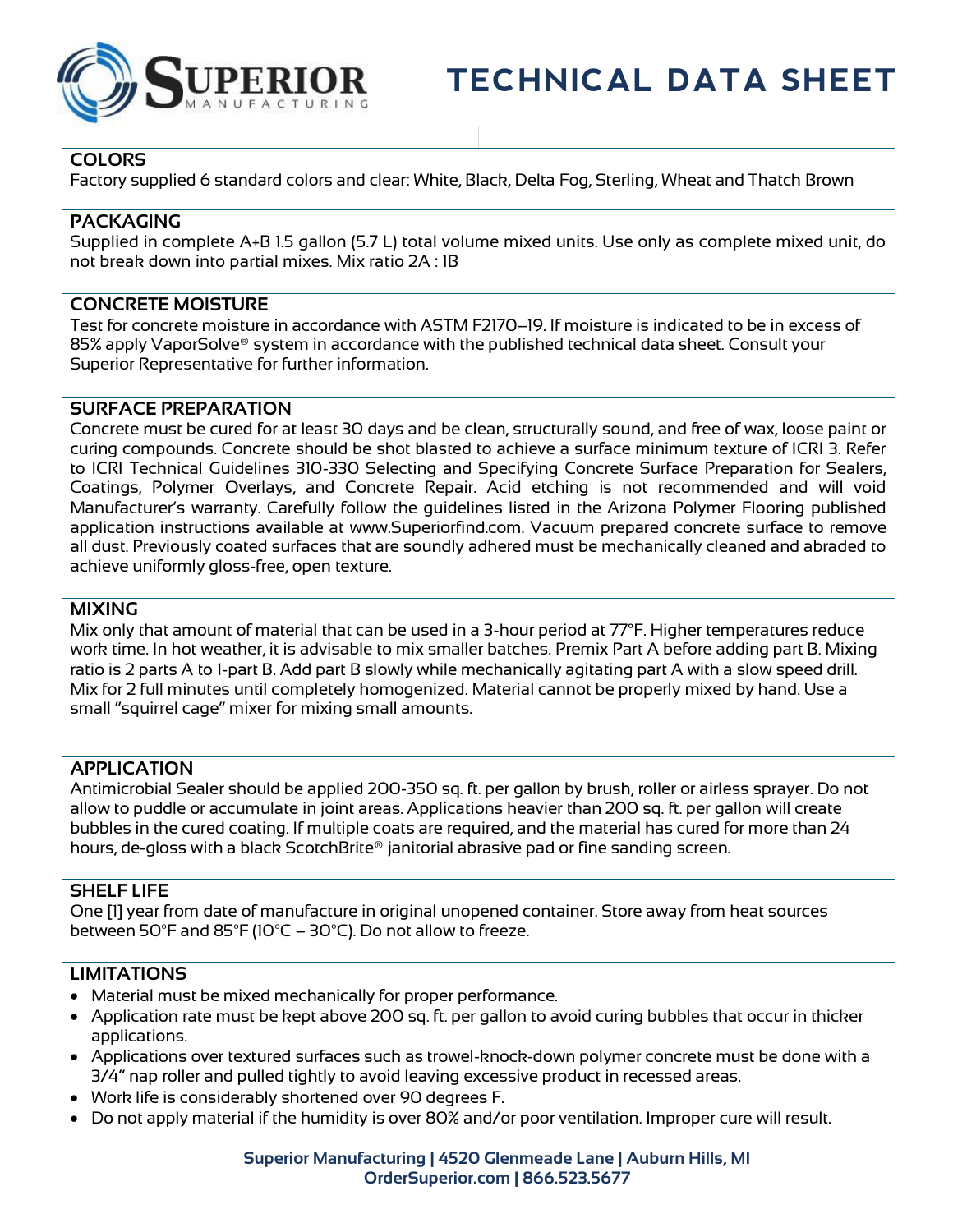## COLORS

Factory supplied 6 standard colors and clear: White, Black, Delta Fog, Sterling, Wheat and Thatch Brown

## PACKAGING

Supplied in complete A+B 1.5 gallon (5.7 L) total volume mixed units. Use only as complete mixed unit, do not break down into partial mixes. Mix ratio 2A : 1B

## CONCRETE MOISTURE

Test for concrete moisture in accordance with ASTM F2170–19. If moisture is indicated to be in excess of 85% apply VaporSolve® system in accordance with the published technical data sheet. Consult your Superior Representative for further information.

## SURFACE PREPARATION

Concrete must be cured for at least 30 days and be clean, structurally sound, and free of wax, loose paint or curing compounds. Concrete should be shot blasted to achieve a surface minimum texture of ICRI 3. Refer to ICRI Technical Guidelines 310-330 Selecting and Specifying Concrete Surface Preparation for Sealers, Coatings, Polymer Overlays, and Concrete Repair. Acid etching is not recommended and will void Manufacturer's warranty. Carefully follow the guidelines listed in the Arizona Polymer Flooring published application instructions available at www.Superiorfind.com. Vacuum prepared concrete surface to remove all dust. Previously coated surfaces that are soundly adhered must be mechanically cleaned and abraded to achieve uniformly gloss-free, open texture.

## MIXING

Mix only that amount of material that can be used in a 3-hour period at 77°F. Higher temperatures reduce work time. In hot weather, it is advisable to mix smaller batches. Premix Part A before adding part B. Mixing ratio is 2 parts A to 1-part B. Add part B slowly while mechanically agitating part A with a slow speed drill. Mix for 2 full minutes until completely homogenized. Material cannot be properly mixed by hand. Use a small "squirrel cage" mixer for mixing small amounts.

## APPLICATION

Antimicrobial Sealer should be applied 200-350 sq. ft. per gallon by brush, roller or airless sprayer. Do not allow to puddle or accumulate in joint areas. Applications heavier than 200 sq. ft. per gallon will create bubbles in the cured coating. If multiple coats are required, and the material has cured for more than 24 hours, de-gloss with a black ScotchBrite® janitorial abrasive pad or fine sanding screen.

## SHELF LIFE

One [1] year from date of manufacture in original unopened container. Store away from heat sources between 50°F and 85°F (10°C – 30°C). Do not allow to freeze.

## LIMITATIONS

- Material must be mixed mechanically for proper performance.
- Application rate must be kept above 200 sq. ft. per gallon to avoid curing bubbles that occur in thicker applications.
- Applications over textured surfaces such as trowel-knock-down polymer concrete must be done with a 3/4" nap roller and pulled tightly to avoid leaving excessive product in recessed areas.
- Work life is considerably shortened over 90 degrees F.
- Do not apply material if the humidity is over 80% and/or poor ventilation. Improper cure will result.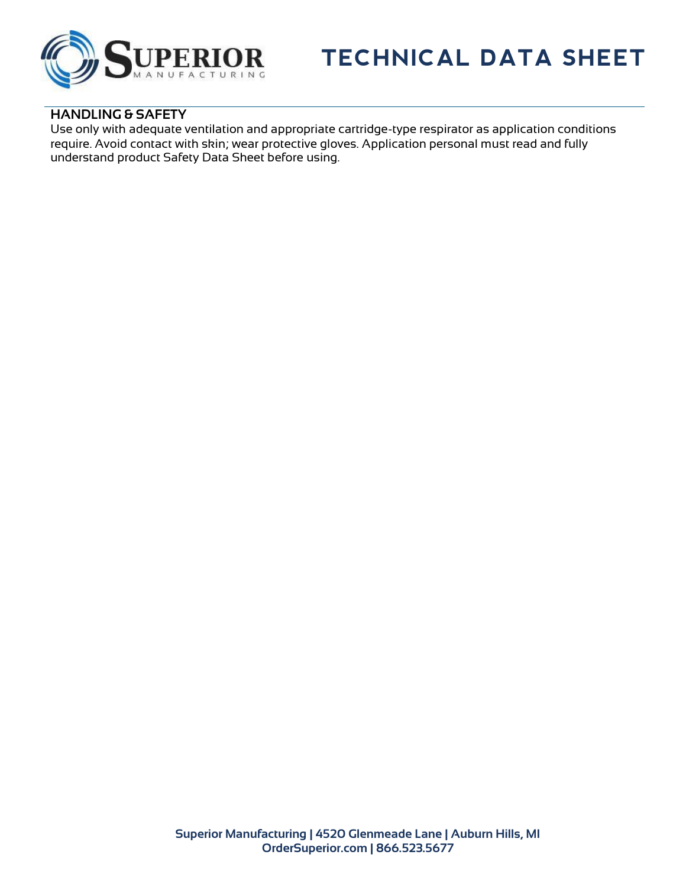## HANDLING & SAFETY

Use only with adequate ventilation and appropriate cartridge-type respirator as application conditions require. Avoid contact with skin; wear protective gloves. Application personal must read and fully understand product Safety Data Sheet before using.